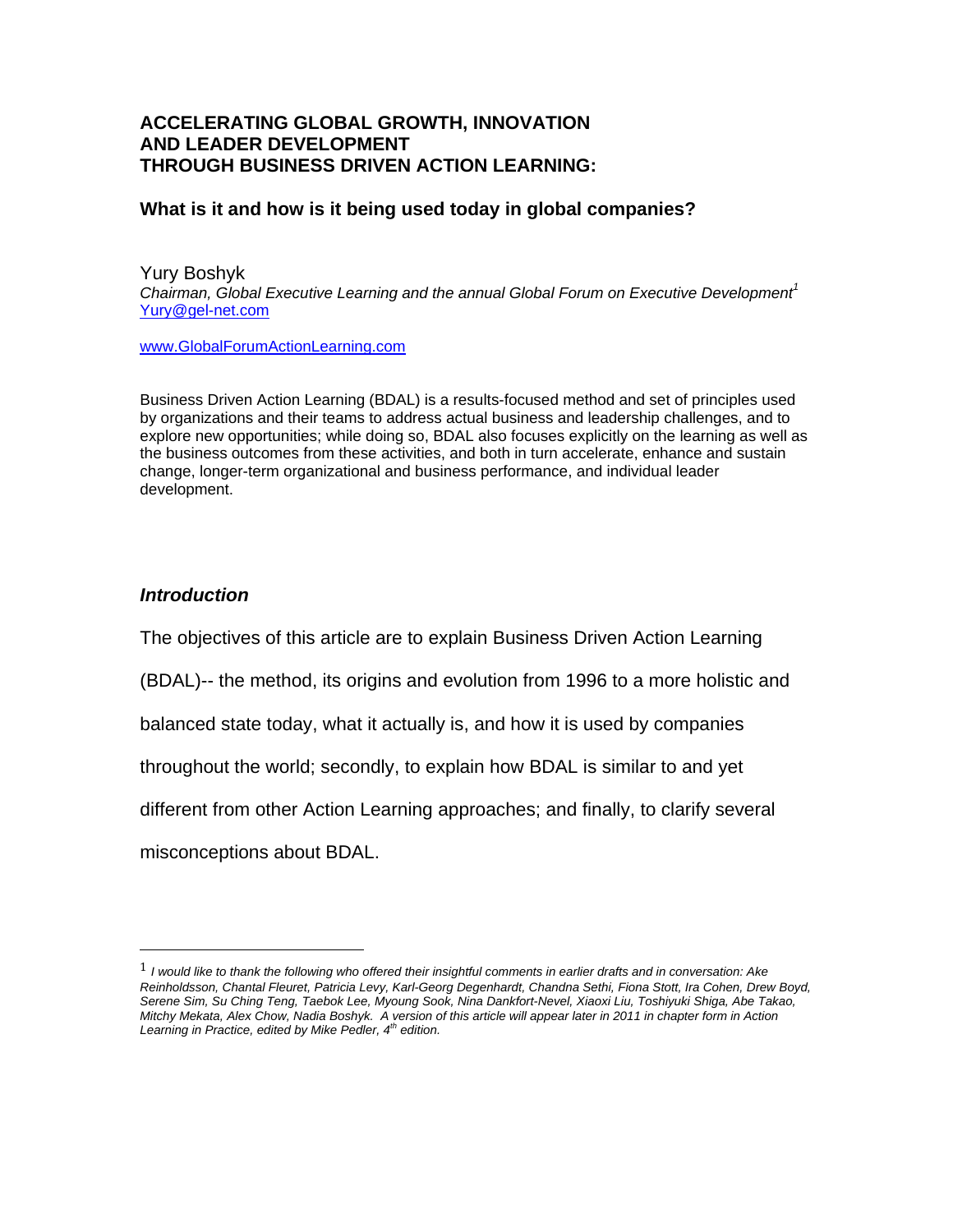# ACCELERATING GLOBAL GROWTH, INNOVATION AND LEADER DEVELOPMENT THROUGH BUSINESS DRIVEN ACTION LEARNING:

## What is it and how is it being used today in global companies?

Yury Boshyk
*Chairman, Global Executive Learning and the annual Global Forum on Executive Development*[1]
Yury@gel-net.com

www.GlobalForumActionLearning.com

Business Driven Action Learning (BDAL) is a results-focused method and set of principles used by organizations and their teams to address actual business and leadership challenges, and to explore new opportunities; while doing so, BDAL also focuses explicitly on the learning as well as the business outcomes from these activities, and both in turn accelerate, enhance and sustain change, longer-term organizational and business performance, and individual leader development.

### *Introduction*

The objectives of this article are to explain Business Driven Action Learning (BDAL)-- the method, its origins and evolution from 1996 to a more holistic and balanced state today, what it actually is, and how it is used by companies throughout the world; secondly, to explain how BDAL is similar to and yet different from other Action Learning approaches; and finally, to clarify several misconceptions about BDAL.

---

[1] *I would like to thank the following who offered their insightful comments in earlier drafts and in conversation: Ake Reinholdsson, Chantal Fleuret, Patricia Levy, Karl-Georg Degenhardt, Chandna Sethi, Fiona Stott, Ira Cohen, Drew Boyd, Serene Sim, Su Ching Teng, Taebok Lee, Myoung Sook, Nina Dankfort-Nevel, Xiaoxi Liu, Toshiyuki Shiga, Abe Takao, Mitchy Mekata, Alex Chow, Nadia Boshyk. A version of this article will appear later in 2011 in chapter form in Action Learning in Practice, edited by Mike Pedler, 4th edition.*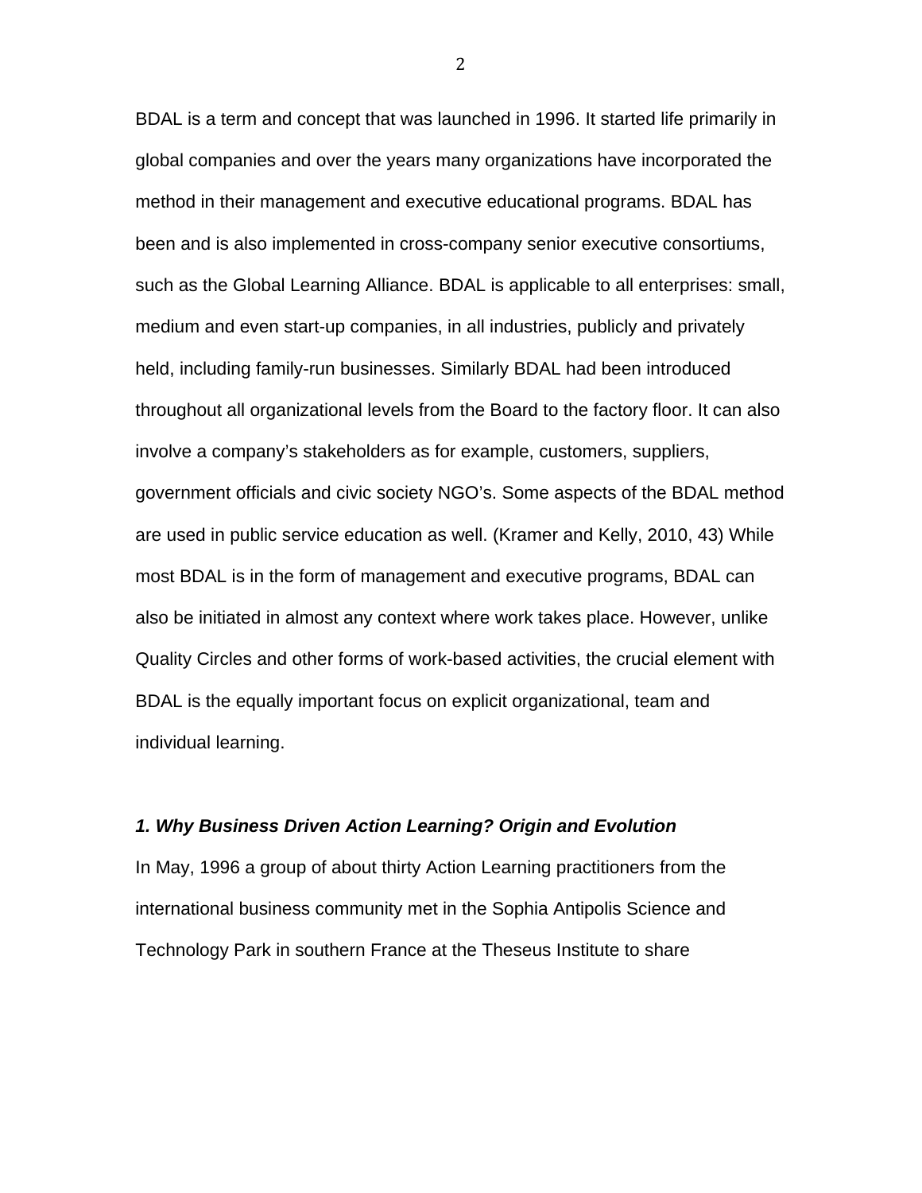BDAL is a term and concept that was launched in 1996. It started life primarily in global companies and over the years many organizations have incorporated the method in their management and executive educational programs. BDAL has been and is also implemented in cross-company senior executive consortiums, such as the Global Learning Alliance. BDAL is applicable to all enterprises: small, medium and even start-up companies, in all industries, publicly and privately held, including family-run businesses. Similarly BDAL had been introduced throughout all organizational levels from the Board to the factory floor. It can also involve a company's stakeholders as for example, customers, suppliers, government officials and civic society NGO's. Some aspects of the BDAL method are used in public service education as well. (Kramer and Kelly, 2010, 43) While most BDAL is in the form of management and executive programs, BDAL can also be initiated in almost any context where work takes place. However, unlike Quality Circles and other forms of work-based activities, the crucial element with BDAL is the equally important focus on explicit organizational, team and individual learning.

### *1. Why Business Driven Action Learning? Origin and Evolution*

In May, 1996 a group of about thirty Action Learning practitioners from the international business community met in the Sophia Antipolis Science and Technology Park in southern France at the Theseus Institute to share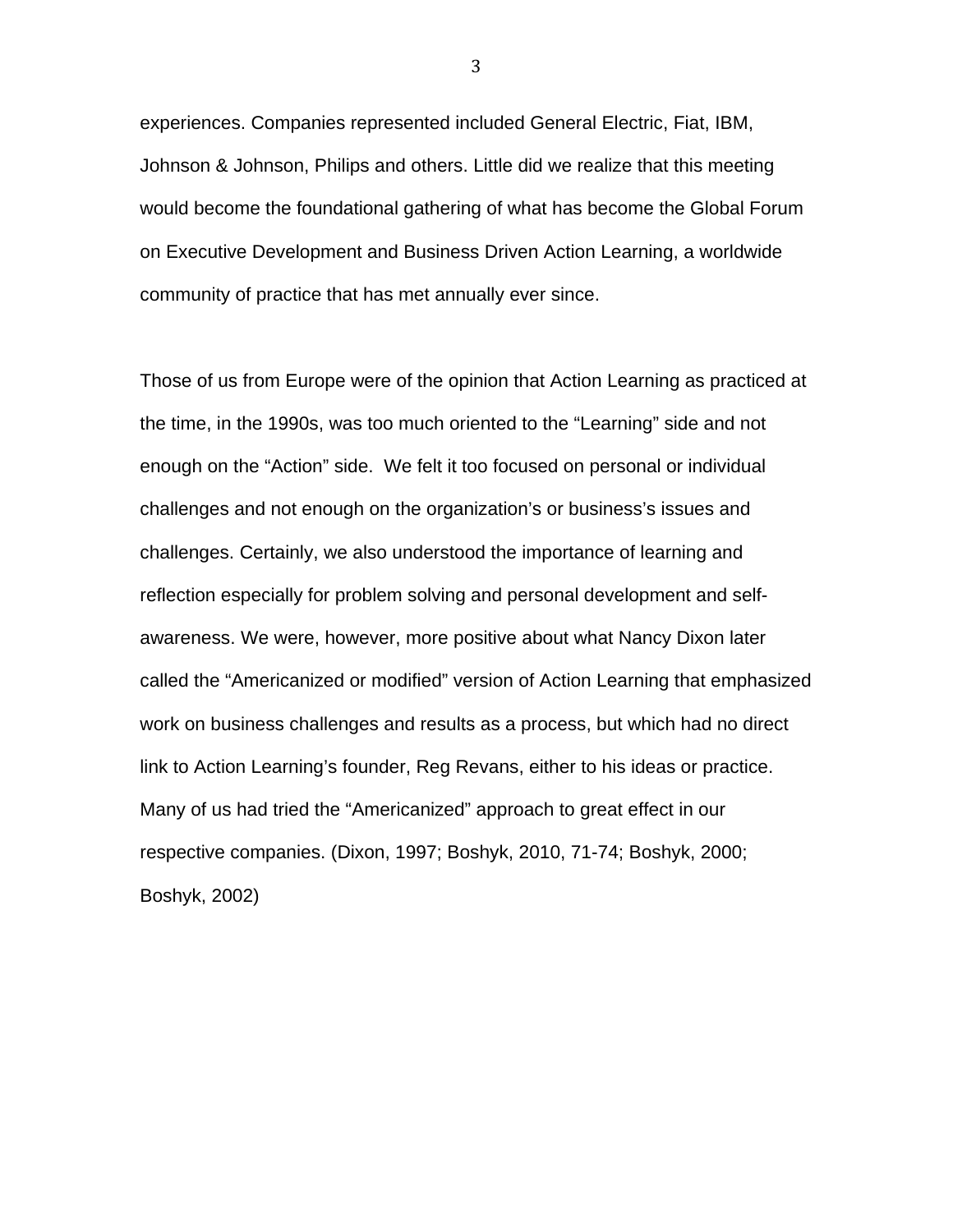experiences. Companies represented included General Electric, Fiat, IBM, Johnson & Johnson, Philips and others. Little did we realize that this meeting would become the foundational gathering of what has become the Global Forum on Executive Development and Business Driven Action Learning, a worldwide community of practice that has met annually ever since.

Those of us from Europe were of the opinion that Action Learning as practiced at the time, in the 1990s, was too much oriented to the "Learning" side and not enough on the "Action" side. We felt it too focused on personal or individual challenges and not enough on the organization's or business's issues and challenges. Certainly, we also understood the importance of learning and reflection especially for problem solving and personal development and self-awareness. We were, however, more positive about what Nancy Dixon later called the "Americanized or modified" version of Action Learning that emphasized work on business challenges and results as a process, but which had no direct link to Action Learning's founder, Reg Revans, either to his ideas or practice. Many of us had tried the "Americanized" approach to great effect in our respective companies. (Dixon, 1997; Boshyk, 2010, 71-74; Boshyk, 2000; Boshyk, 2002)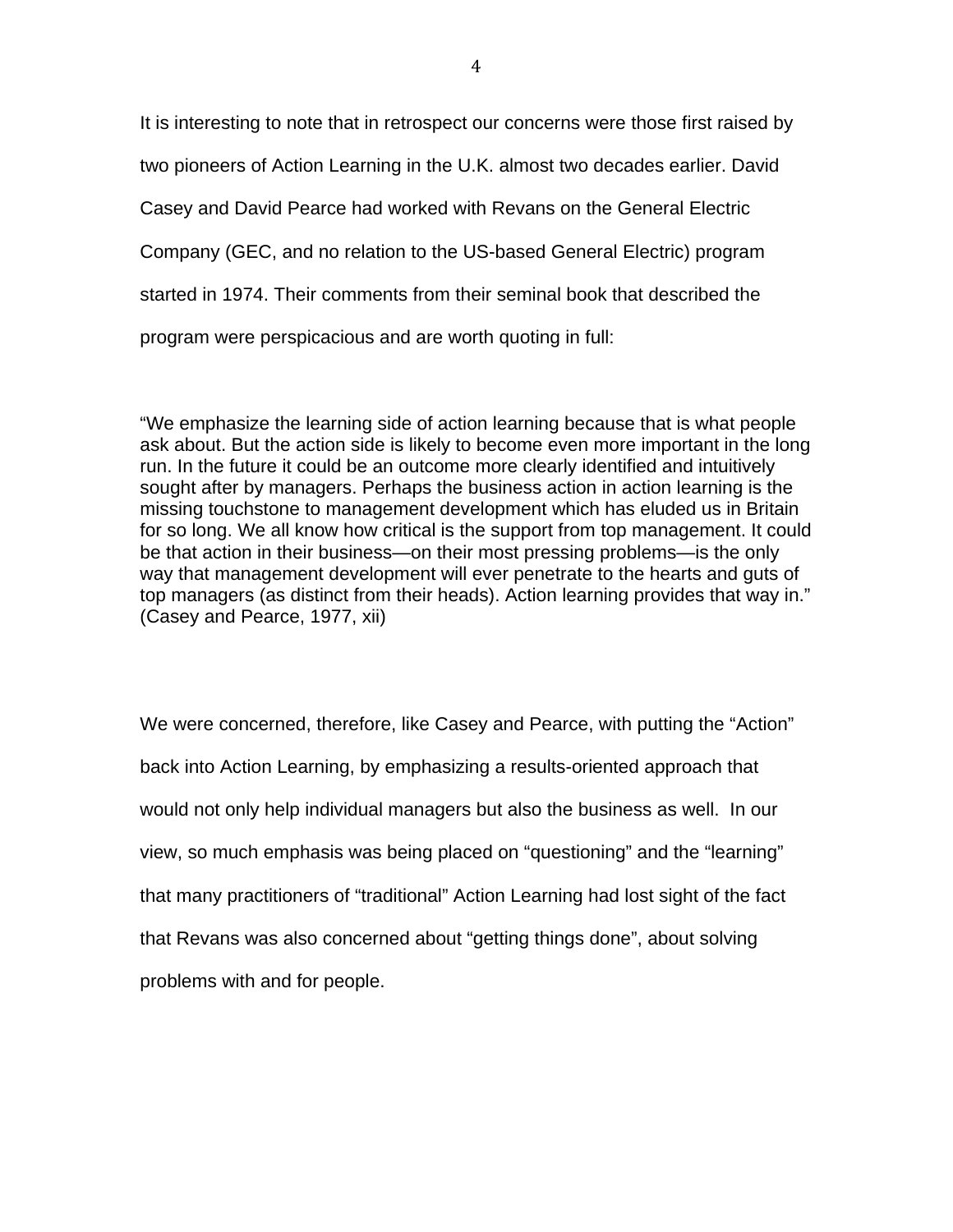It is interesting to note that in retrospect our concerns were those first raised by two pioneers of Action Learning in the U.K. almost two decades earlier. David Casey and David Pearce had worked with Revans on the General Electric Company (GEC, and no relation to the US-based General Electric) program started in 1974. Their comments from their seminal book that described the program were perspicacious and are worth quoting in full:

"We emphasize the learning side of action learning because that is what people ask about. But the action side is likely to become even more important in the long run. In the future it could be an outcome more clearly identified and intuitively sought after by managers. Perhaps the business action in action learning is the missing touchstone to management development which has eluded us in Britain for so long. We all know how critical is the support from top management. It could be that action in their business—on their most pressing problems—is the only way that management development will ever penetrate to the hearts and guts of top managers (as distinct from their heads). Action learning provides that way in." (Casey and Pearce, 1977, xii)

We were concerned, therefore, like Casey and Pearce, with putting the "Action" back into Action Learning, by emphasizing a results-oriented approach that would not only help individual managers but also the business as well. In our view, so much emphasis was being placed on "questioning" and the "learning" that many practitioners of "traditional" Action Learning had lost sight of the fact that Revans was also concerned about "getting things done", about solving problems with and for people.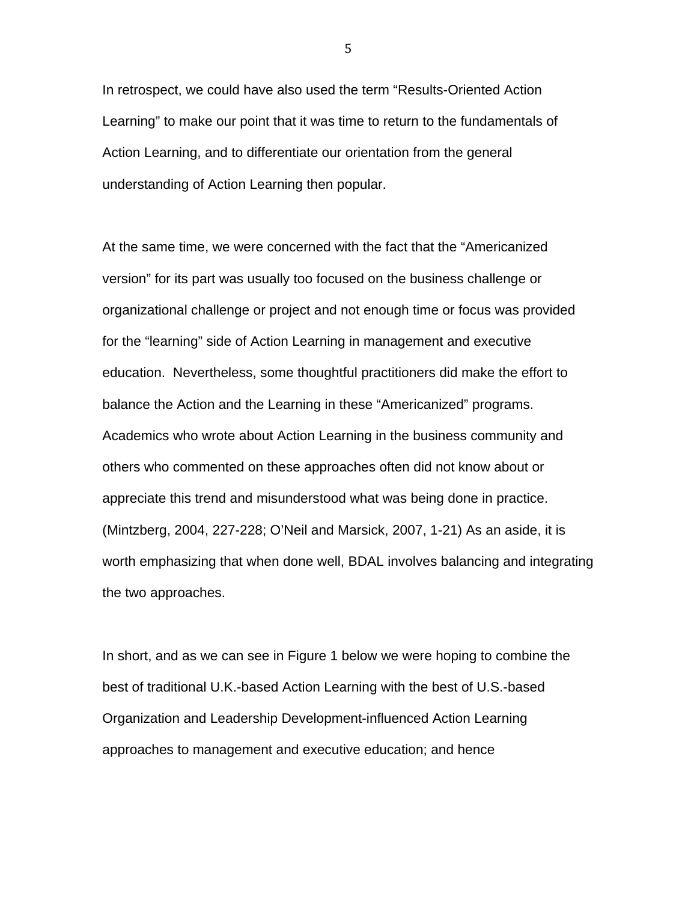In retrospect, we could have also used the term “Results-Oriented Action Learning” to make our point that it was time to return to the fundamentals of Action Learning, and to differentiate our orientation from the general understanding of Action Learning then popular.

At the same time, we were concerned with the fact that the “Americanized version” for its part was usually too focused on the business challenge or organizational challenge or project and not enough time or focus was provided for the “learning” side of Action Learning in management and executive education. Nevertheless, some thoughtful practitioners did make the effort to balance the Action and the Learning in these “Americanized” programs. Academics who wrote about Action Learning in the business community and others who commented on these approaches often did not know about or appreciate this trend and misunderstood what was being done in practice. (Mintzberg, 2004, 227-228; O’Neil and Marsick, 2007, 1-21) As an aside, it is worth emphasizing that when done well, BDAL involves balancing and integrating the two approaches.

In short, and as we can see in Figure 1 below we were hoping to combine the best of traditional U.K.-based Action Learning with the best of U.S.-based Organization and Leadership Development-influenced Action Learning approaches to management and executive education; and hence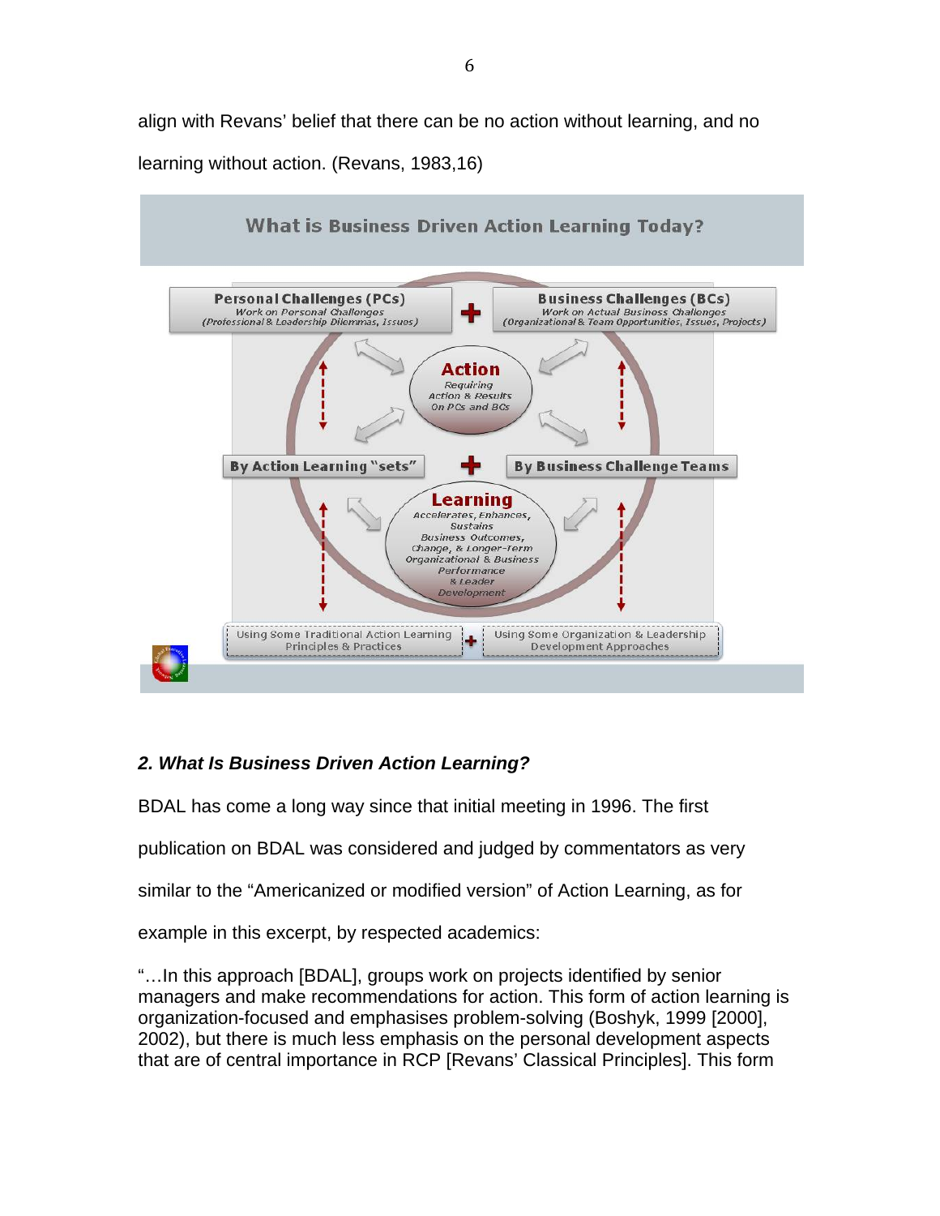align with Revans' belief that there can be no action without learning, and no learning without action. (Revans, 1983,16)

**What is Business Driven Action Learning Today?**

Personal Challenges (PCs)
*Work on Personal Challenges (Professional & Leadership Dilemmas, Issues)*

+

Business Challenges (BCs)
*Work on Actual Business Challenges (Organizational & Team Opportunities, Issues, Projects)*

**Action**
*Requiring Action & Results On PCs and BCs*

By Action Learning "sets" + By Business Challenge Teams

**Learning**
*Accelerates, Enhances, Sustains Business Outcomes, Change, & Longer-Term Organizational & Business Performance & Leader Development*

Using Some Traditional Action Learning Principles & Practices + Using Some Organization & Leadership Development Approaches

### *2. What Is Business Driven Action Learning?*

BDAL has come a long way since that initial meeting in 1996. The first publication on BDAL was considered and judged by commentators as very similar to the "Americanized or modified version" of Action Learning, as for example in this excerpt, by respected academics:

"…In this approach [BDAL], groups work on projects identified by senior managers and make recommendations for action. This form of action learning is organization-focused and emphasises problem-solving (Boshyk, 1999 [2000], 2002), but there is much less emphasis on the personal development aspects that are of central importance in RCP [Revans' Classical Principles]. This form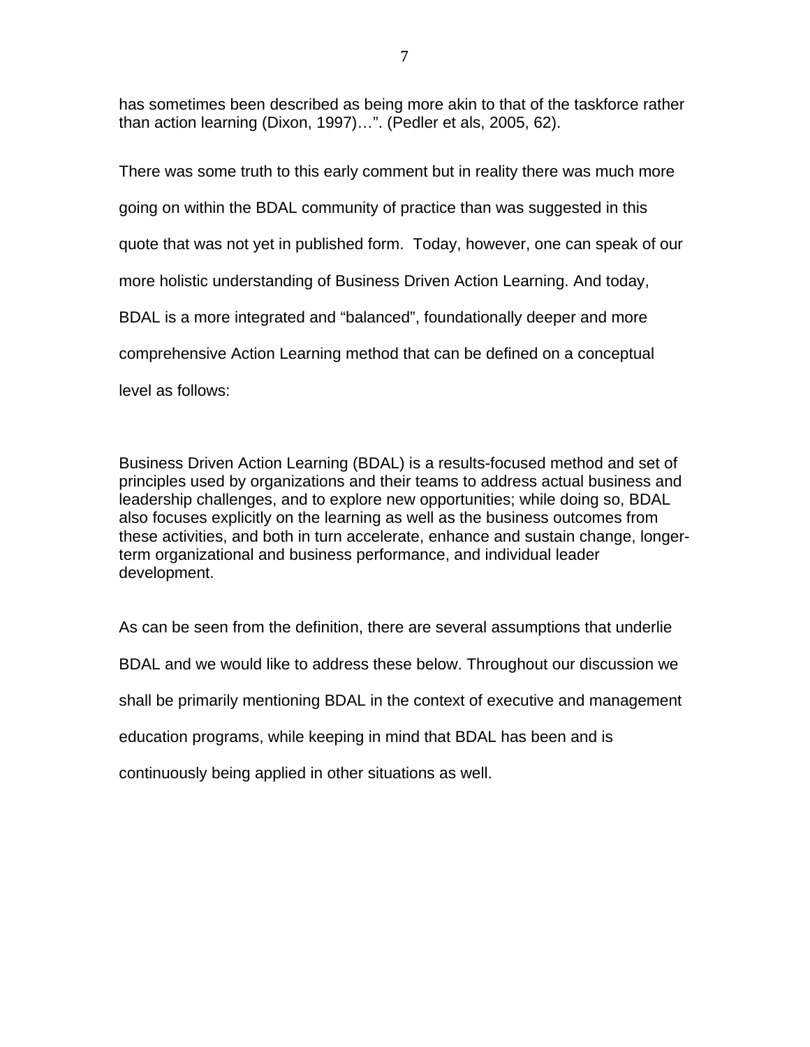has sometimes been described as being more akin to that of the taskforce rather than action learning (Dixon, 1997)…". (Pedler et als, 2005, 62).

There was some truth to this early comment but in reality there was much more going on within the BDAL community of practice than was suggested in this quote that was not yet in published form. Today, however, one can speak of our more holistic understanding of Business Driven Action Learning. And today, BDAL is a more integrated and "balanced", foundationally deeper and more comprehensive Action Learning method that can be defined on a conceptual level as follows:

Business Driven Action Learning (BDAL) is a results-focused method and set of principles used by organizations and their teams to address actual business and leadership challenges, and to explore new opportunities; while doing so, BDAL also focuses explicitly on the learning as well as the business outcomes from these activities, and both in turn accelerate, enhance and sustain change, longer-term organizational and business performance, and individual leader development.

As can be seen from the definition, there are several assumptions that underlie BDAL and we would like to address these below. Throughout our discussion we shall be primarily mentioning BDAL in the context of executive and management education programs, while keeping in mind that BDAL has been and is continuously being applied in other situations as well.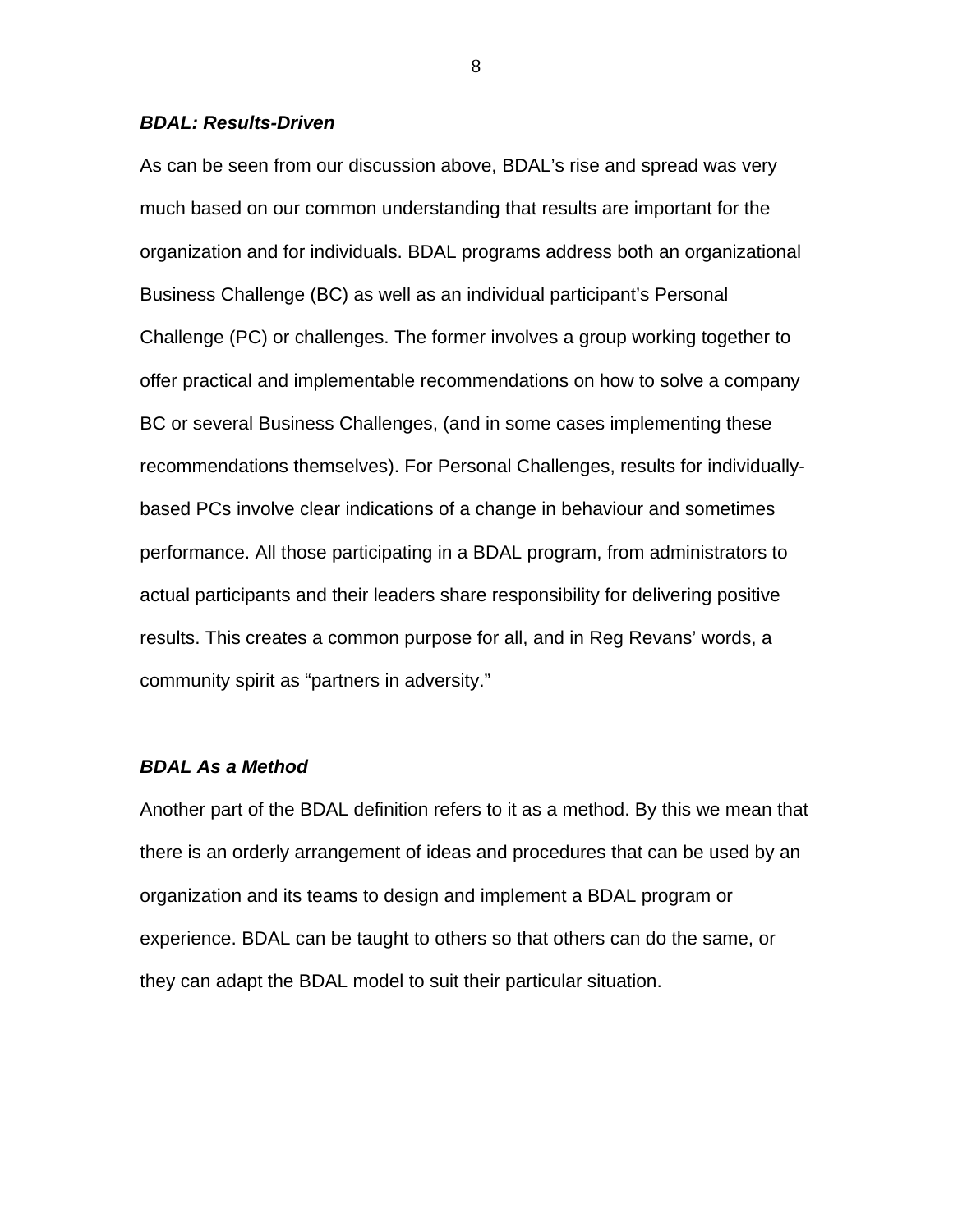***BDAL: Results-Driven***

As can be seen from our discussion above, BDAL's rise and spread was very much based on our common understanding that results are important for the organization and for individuals. BDAL programs address both an organizational Business Challenge (BC) as well as an individual participant's Personal Challenge (PC) or challenges. The former involves a group working together to offer practical and implementable recommendations on how to solve a company BC or several Business Challenges, (and in some cases implementing these recommendations themselves). For Personal Challenges, results for individually-based PCs involve clear indications of a change in behaviour and sometimes performance. All those participating in a BDAL program, from administrators to actual participants and their leaders share responsibility for delivering positive results. This creates a common purpose for all, and in Reg Revans' words, a community spirit as "partners in adversity."

***BDAL As a Method***

Another part of the BDAL definition refers to it as a method. By this we mean that there is an orderly arrangement of ideas and procedures that can be used by an organization and its teams to design and implement a BDAL program or experience. BDAL can be taught to others so that others can do the same, or they can adapt the BDAL model to suit their particular situation.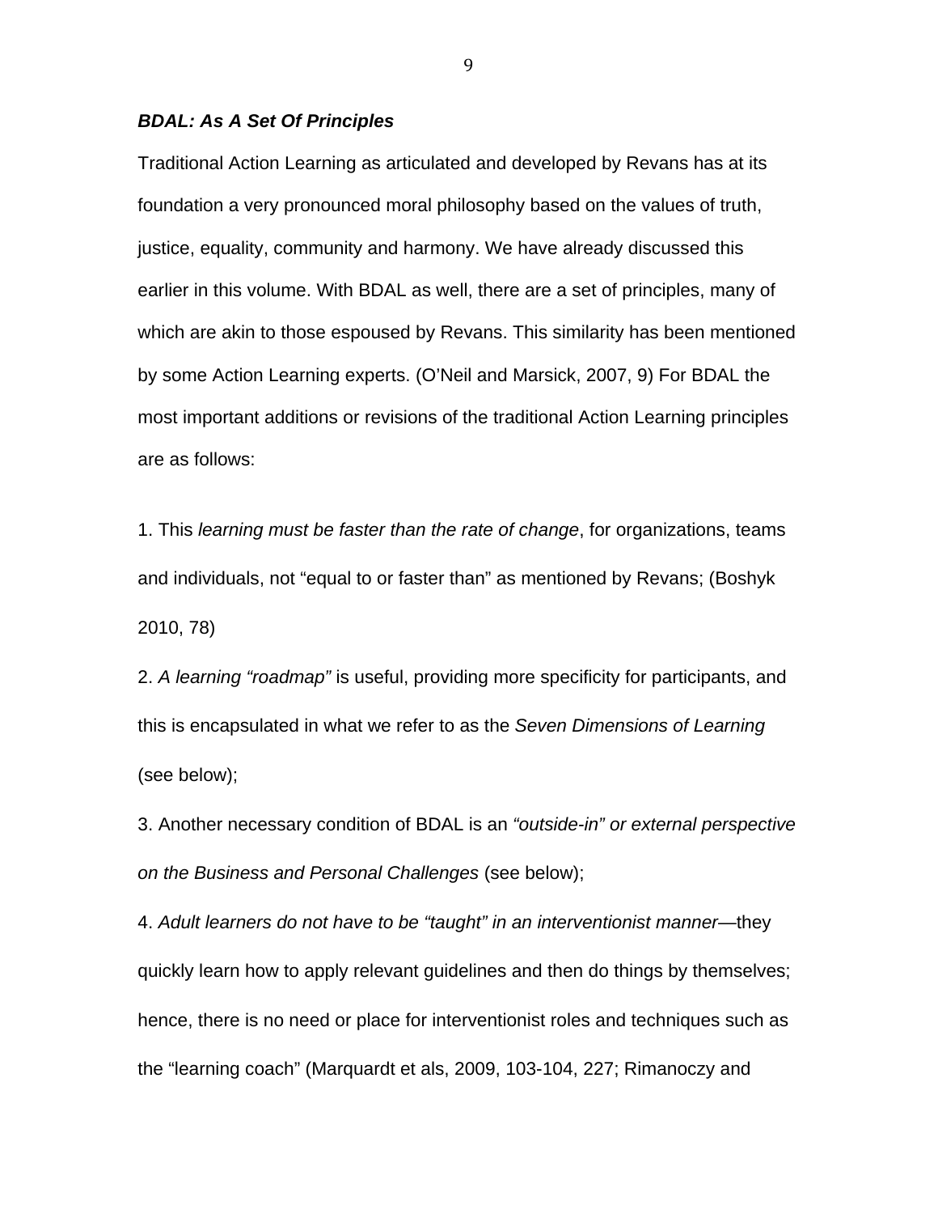***BDAL: As A Set Of Principles***

Traditional Action Learning as articulated and developed by Revans has at its foundation a very pronounced moral philosophy based on the values of truth, justice, equality, community and harmony. We have already discussed this earlier in this volume. With BDAL as well, there are a set of principles, many of which are akin to those espoused by Revans. This similarity has been mentioned by some Action Learning experts. (O'Neil and Marsick, 2007, 9) For BDAL the most important additions or revisions of the traditional Action Learning principles are as follows:

1. This *learning must be faster than the rate of change*, for organizations, teams and individuals, not "equal to or faster than" as mentioned by Revans; (Boshyk 2010, 78)

2. *A learning "roadmap"* is useful, providing more specificity for participants, and this is encapsulated in what we refer to as the *Seven Dimensions of Learning* (see below);

3. Another necessary condition of BDAL is an *"outside-in" or external perspective on the Business and Personal Challenges* (see below);

4. *Adult learners do not have to be "taught" in an interventionist manner*—they quickly learn how to apply relevant guidelines and then do things by themselves; hence, there is no need or place for interventionist roles and techniques such as the "learning coach" (Marquardt et als, 2009, 103-104, 227; Rimanoczy and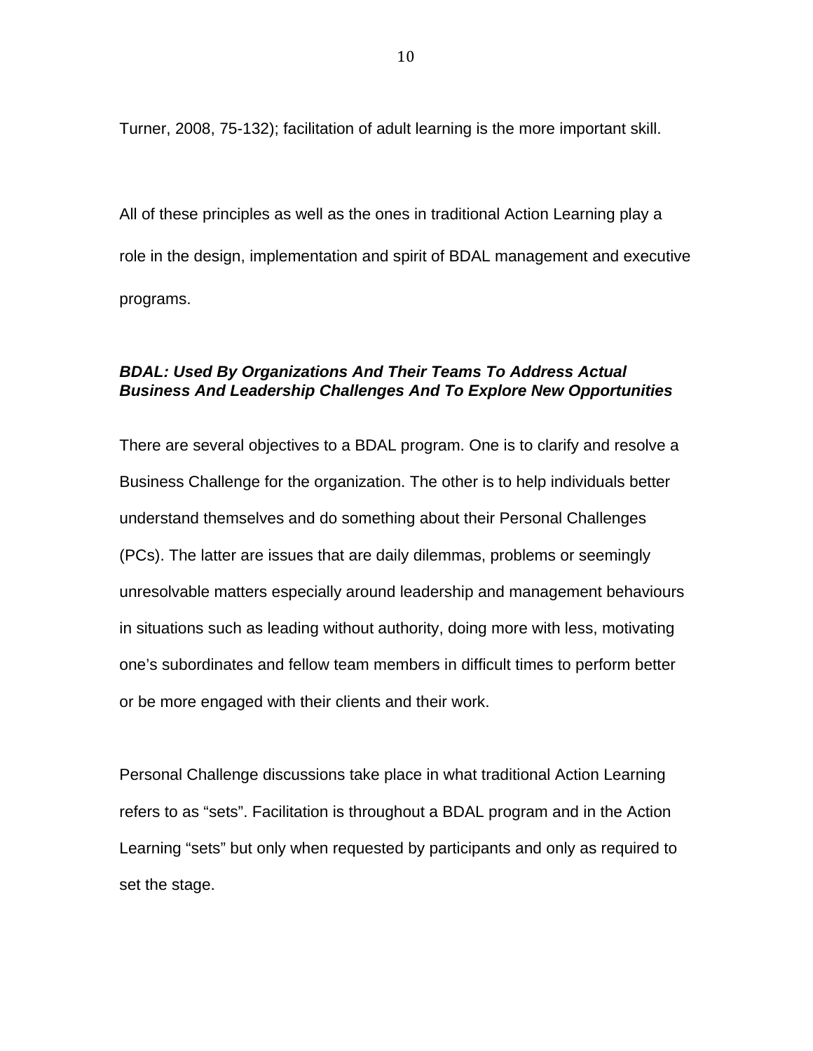Turner, 2008, 75-132); facilitation of adult learning is the more important skill.

All of these principles as well as the ones in traditional Action Learning play a role in the design, implementation and spirit of BDAL management and executive programs.

***BDAL: Used By Organizations And Their Teams To Address Actual Business And Leadership Challenges And To Explore New Opportunities***

There are several objectives to a BDAL program. One is to clarify and resolve a Business Challenge for the organization. The other is to help individuals better understand themselves and do something about their Personal Challenges (PCs). The latter are issues that are daily dilemmas, problems or seemingly unresolvable matters especially around leadership and management behaviours in situations such as leading without authority, doing more with less, motivating one's subordinates and fellow team members in difficult times to perform better or be more engaged with their clients and their work.

Personal Challenge discussions take place in what traditional Action Learning refers to as "sets". Facilitation is throughout a BDAL program and in the Action Learning "sets" but only when requested by participants and only as required to set the stage.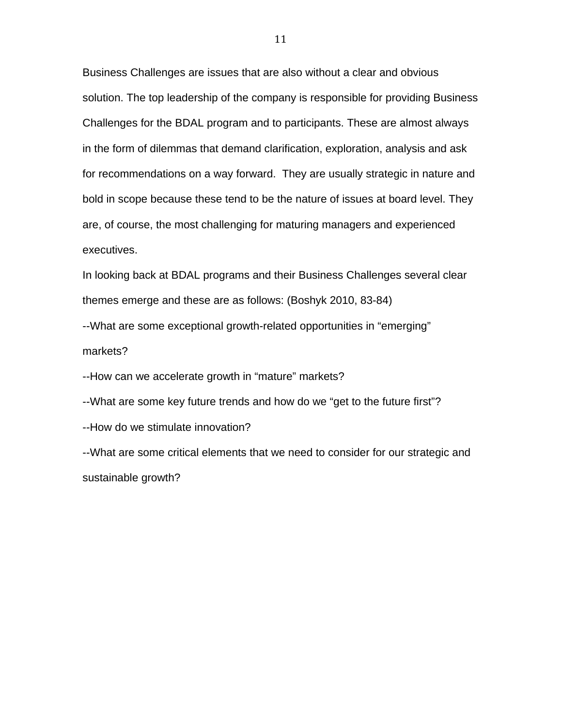Business Challenges are issues that are also without a clear and obvious solution. The top leadership of the company is responsible for providing Business Challenges for the BDAL program and to participants. These are almost always in the form of dilemmas that demand clarification, exploration, analysis and ask for recommendations on a way forward.  They are usually strategic in nature and bold in scope because these tend to be the nature of issues at board level. They are, of course, the most challenging for maturing managers and experienced executives.

In looking back at BDAL programs and their Business Challenges several clear themes emerge and these are as follows: (Boshyk 2010, 83-84)

--What are some exceptional growth-related opportunities in “emerging” markets?

--How can we accelerate growth in “mature” markets?

--What are some key future trends and how do we “get to the future first”?

--How do we stimulate innovation?

--What are some critical elements that we need to consider for our strategic and sustainable growth?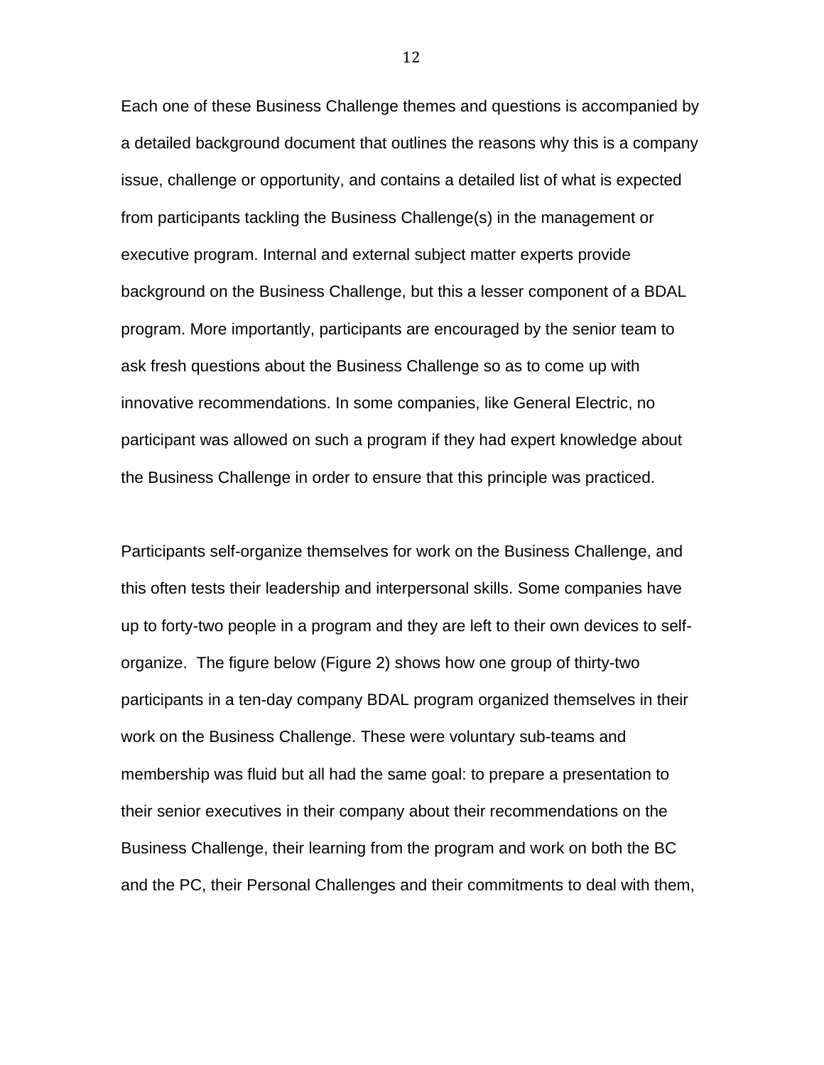Each one of these Business Challenge themes and questions is accompanied by a detailed background document that outlines the reasons why this is a company issue, challenge or opportunity, and contains a detailed list of what is expected from participants tackling the Business Challenge(s) in the management or executive program. Internal and external subject matter experts provide background on the Business Challenge, but this a lesser component of a BDAL program. More importantly, participants are encouraged by the senior team to ask fresh questions about the Business Challenge so as to come up with innovative recommendations. In some companies, like General Electric, no participant was allowed on such a program if they had expert knowledge about the Business Challenge in order to ensure that this principle was practiced.

Participants self-organize themselves for work on the Business Challenge, and this often tests their leadership and interpersonal skills. Some companies have up to forty-two people in a program and they are left to their own devices to self-organize. The figure below (Figure 2) shows how one group of thirty-two participants in a ten-day company BDAL program organized themselves in their work on the Business Challenge. These were voluntary sub-teams and membership was fluid but all had the same goal: to prepare a presentation to their senior executives in their company about their recommendations on the Business Challenge, their learning from the program and work on both the BC and the PC, their Personal Challenges and their commitments to deal with them,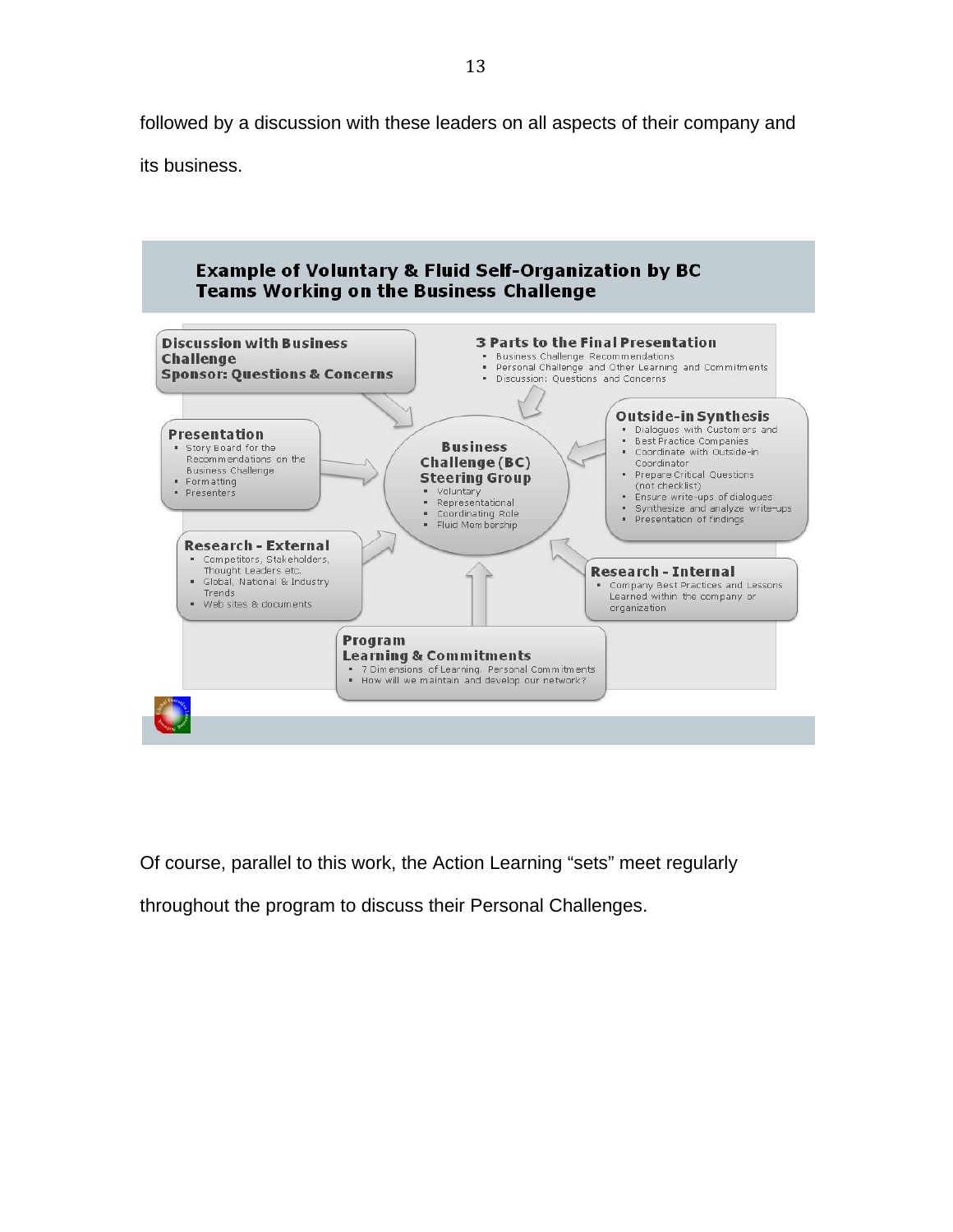followed by a discussion with these leaders on all aspects of their company and its business.

**Example of Voluntary & Fluid Self-Organization by BC Teams Working on the Business Challenge**

**Discussion with Business Challenge Sponsor: Questions & Concerns**

**3 Parts to the Final Presentation**
- Business Challenge Recommendations
- Personal Challenge and Other Learning and Commitments
- Discussion: Questions and Concerns

**Presentation**
- Story Board for the Recommendations on the Business Challenge
- Formatting
- Presenters

**Business Challenge (BC) Steering Group**
- Voluntary
- Representational
- Coordinating Role
- Fluid Membership

**Outside-in Synthesis**
- Dialogues with Customers and Best Practice Companies
- Coordinate with Outside-in Coordinator
- Prepare Critical Questions (not checklist)
- Ensure write-ups of dialogues
- Synthesize and analyze write-ups
- Presentation of findings

**Research - External**
- Competitors, Stakeholders, Thought Leaders etc.
- Global, National & Industry Trends
- Web sites & documents

**Research - Internal**
- Company Best Practices and Lessons Learned within the company or organization

**Program Learning & Commitments**
- 7 Dimensions of Learning, Personal Commitments
- How will we maintain and develop our network?

Of course, parallel to this work, the Action Learning "sets" meet regularly throughout the program to discuss their Personal Challenges.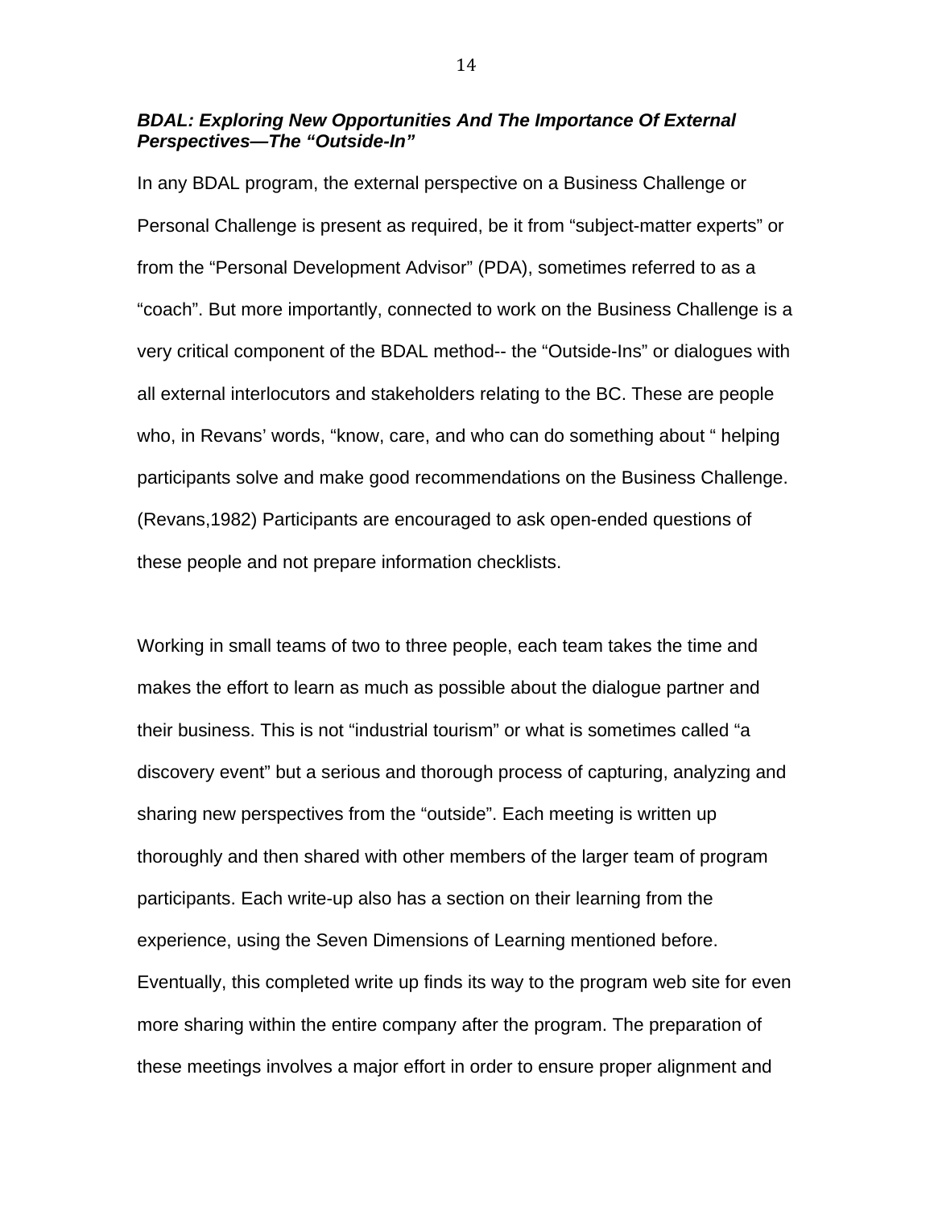### ***BDAL: Exploring New Opportunities And The Importance Of External Perspectives—The "Outside-In"***

In any BDAL program, the external perspective on a Business Challenge or Personal Challenge is present as required, be it from "subject-matter experts" or from the "Personal Development Advisor" (PDA), sometimes referred to as a "coach". But more importantly, connected to work on the Business Challenge is a very critical component of the BDAL method-- the "Outside-Ins" or dialogues with all external interlocutors and stakeholders relating to the BC. These are people who, in Revans' words, "know, care, and who can do something about " helping participants solve and make good recommendations on the Business Challenge. (Revans,1982) Participants are encouraged to ask open-ended questions of these people and not prepare information checklists.

Working in small teams of two to three people, each team takes the time and makes the effort to learn as much as possible about the dialogue partner and their business. This is not "industrial tourism" or what is sometimes called "a discovery event" but a serious and thorough process of capturing, analyzing and sharing new perspectives from the "outside". Each meeting is written up thoroughly and then shared with other members of the larger team of program participants. Each write-up also has a section on their learning from the experience, using the Seven Dimensions of Learning mentioned before. Eventually, this completed write up finds its way to the program web site for even more sharing within the entire company after the program. The preparation of these meetings involves a major effort in order to ensure proper alignment and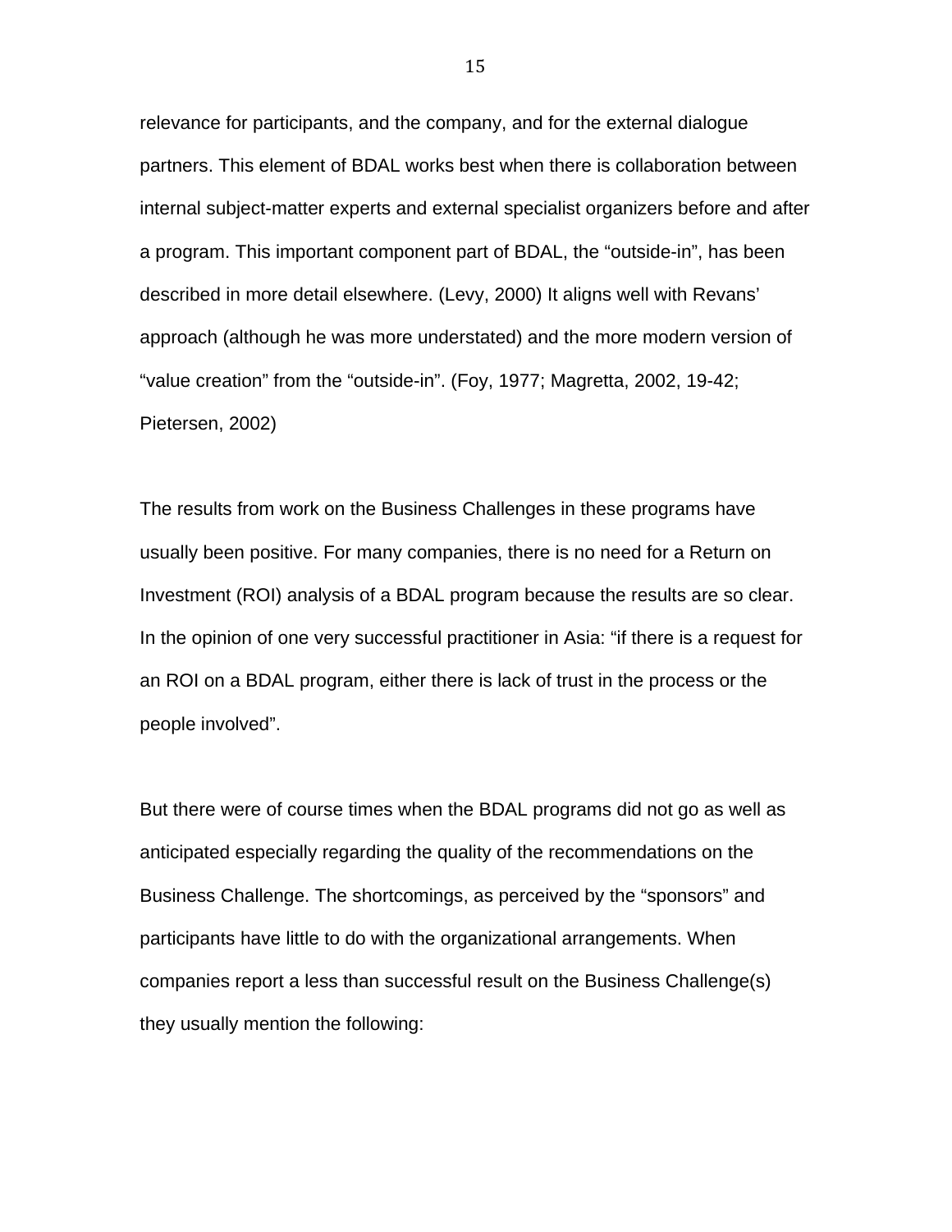relevance for participants, and the company, and for the external dialogue partners. This element of BDAL works best when there is collaboration between internal subject-matter experts and external specialist organizers before and after a program. This important component part of BDAL, the "outside-in", has been described in more detail elsewhere. (Levy, 2000) It aligns well with Revans' approach (although he was more understated) and the more modern version of "value creation" from the "outside-in". (Foy, 1977; Magretta, 2002, 19-42; Pietersen, 2002)

The results from work on the Business Challenges in these programs have usually been positive. For many companies, there is no need for a Return on Investment (ROI) analysis of a BDAL program because the results are so clear. In the opinion of one very successful practitioner in Asia: "if there is a request for an ROI on a BDAL program, either there is lack of trust in the process or the people involved".

But there were of course times when the BDAL programs did not go as well as anticipated especially regarding the quality of the recommendations on the Business Challenge. The shortcomings, as perceived by the "sponsors" and participants have little to do with the organizational arrangements. When companies report a less than successful result on the Business Challenge(s) they usually mention the following: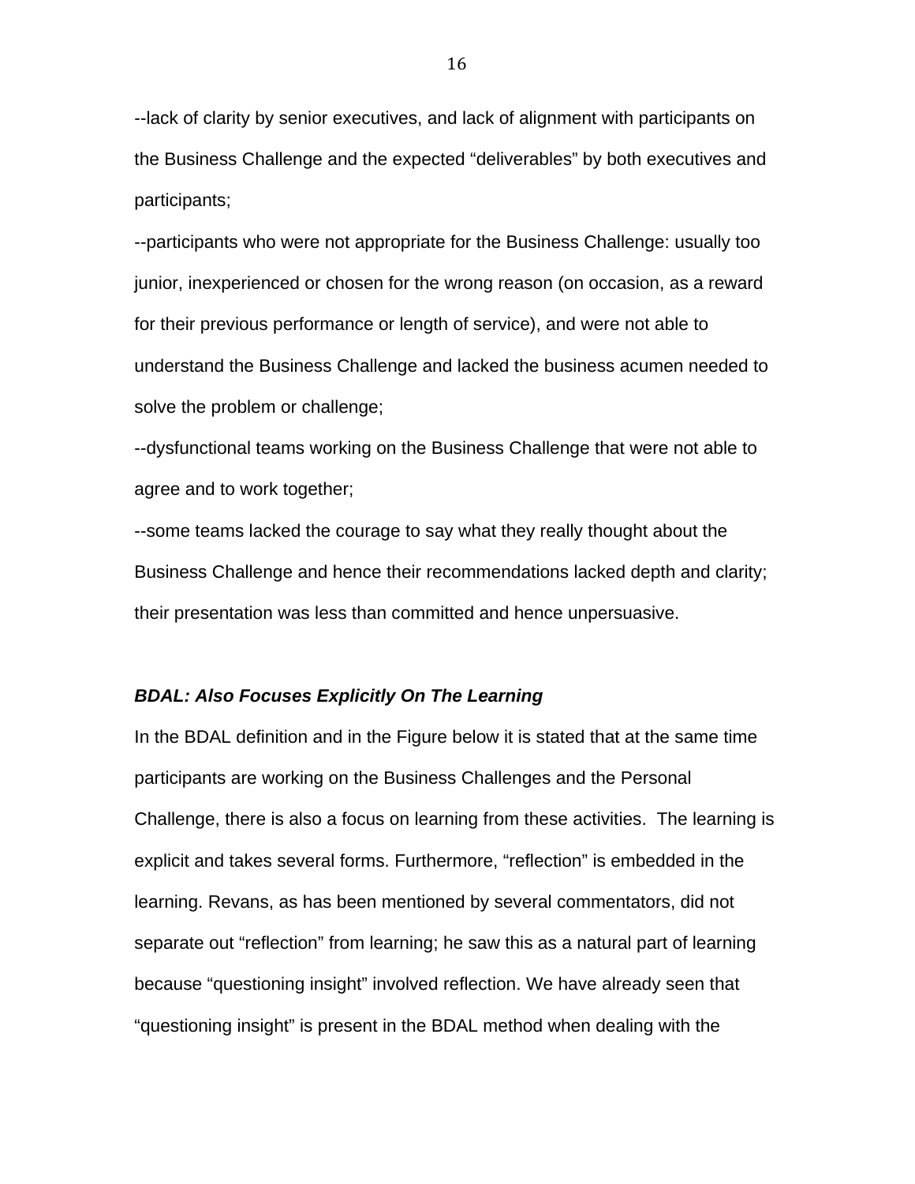--lack of clarity by senior executives, and lack of alignment with participants on the Business Challenge and the expected “deliverables” by both executives and participants;

--participants who were not appropriate for the Business Challenge: usually too junior, inexperienced or chosen for the wrong reason (on occasion, as a reward for their previous performance or length of service), and were not able to understand the Business Challenge and lacked the business acumen needed to solve the problem or challenge;

--dysfunctional teams working on the Business Challenge that were not able to agree and to work together;

--some teams lacked the courage to say what they really thought about the Business Challenge and hence their recommendations lacked depth and clarity; their presentation was less than committed and hence unpersuasive.

### ***BDAL: Also Focuses Explicitly On The Learning***

In the BDAL definition and in the Figure below it is stated that at the same time participants are working on the Business Challenges and the Personal Challenge, there is also a focus on learning from these activities. The learning is explicit and takes several forms. Furthermore, “reflection” is embedded in the learning. Revans, as has been mentioned by several commentators, did not separate out “reflection” from learning; he saw this as a natural part of learning because “questioning insight” involved reflection. We have already seen that “questioning insight” is present in the BDAL method when dealing with the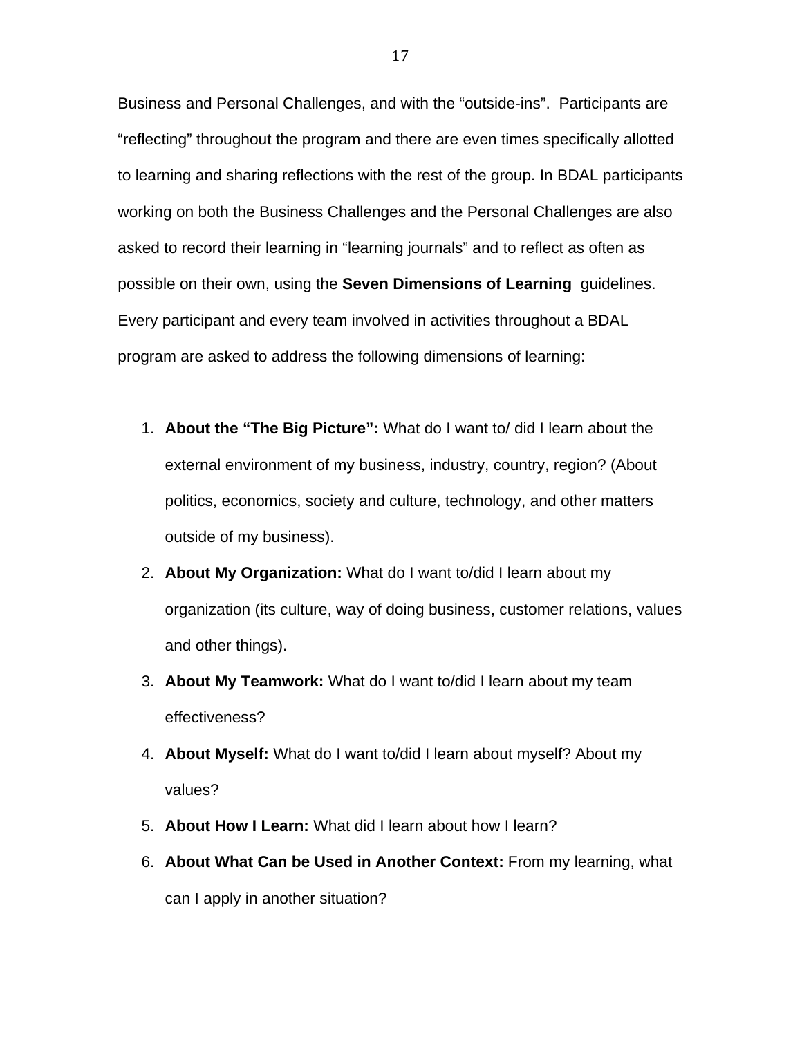Business and Personal Challenges, and with the “outside-ins”. Participants are “reflecting” throughout the program and there are even times specifically allotted to learning and sharing reflections with the rest of the group. In BDAL participants working on both the Business Challenges and the Personal Challenges are also asked to record their learning in “learning journals” and to reflect as often as possible on their own, using the **Seven Dimensions of Learning** guidelines. Every participant and every team involved in activities throughout a BDAL program are asked to address the following dimensions of learning:

1. **About the “The Big Picture”:** What do I want to/ did I learn about the external environment of my business, industry, country, region? (About politics, economics, society and culture, technology, and other matters outside of my business).
2. **About My Organization:** What do I want to/did I learn about my organization (its culture, way of doing business, customer relations, values and other things).
3. **About My Teamwork:** What do I want to/did I learn about my team effectiveness?
4. **About Myself:** What do I want to/did I learn about myself? About my values?
5. **About How I Learn:** What did I learn about how I learn?
6. **About What Can be Used in Another Context:** From my learning, what can I apply in another situation?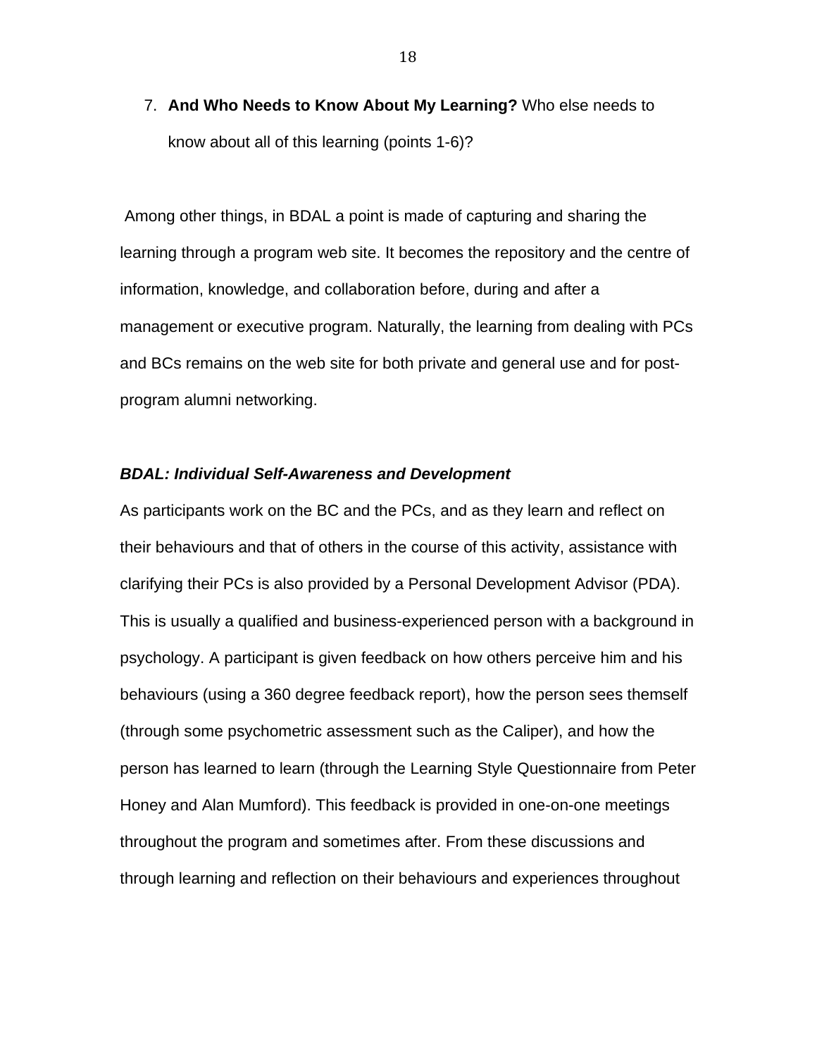7. **And Who Needs to Know About My Learning?** Who else needs to know about all of this learning (points 1-6)?

Among other things, in BDAL a point is made of capturing and sharing the learning through a program web site. It becomes the repository and the centre of information, knowledge, and collaboration before, during and after a management or executive program. Naturally, the learning from dealing with PCs and BCs remains on the web site for both private and general use and for post-program alumni networking.

***BDAL: Individual Self-Awareness and Development***

As participants work on the BC and the PCs, and as they learn and reflect on their behaviours and that of others in the course of this activity, assistance with clarifying their PCs is also provided by a Personal Development Advisor (PDA). This is usually a qualified and business-experienced person with a background in psychology. A participant is given feedback on how others perceive him and his behaviours (using a 360 degree feedback report), how the person sees themself (through some psychometric assessment such as the Caliper), and how the person has learned to learn (through the Learning Style Questionnaire from Peter Honey and Alan Mumford). This feedback is provided in one-on-one meetings throughout the program and sometimes after. From these discussions and through learning and reflection on their behaviours and experiences throughout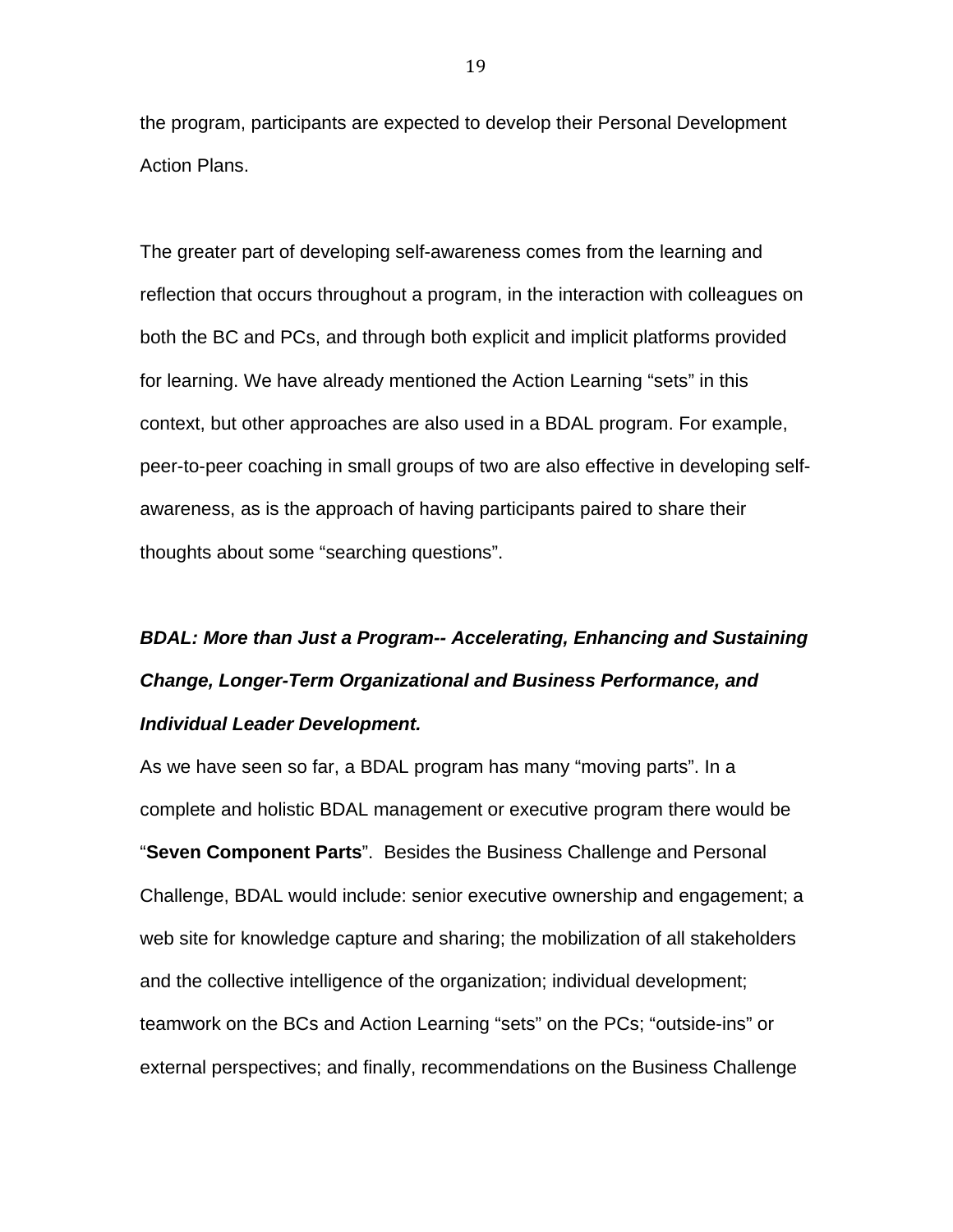the program, participants are expected to develop their Personal Development Action Plans.

The greater part of developing self-awareness comes from the learning and reflection that occurs throughout a program, in the interaction with colleagues on both the BC and PCs, and through both explicit and implicit platforms provided for learning. We have already mentioned the Action Learning "sets" in this context, but other approaches are also used in a BDAL program. For example, peer-to-peer coaching in small groups of two are also effective in developing self-awareness, as is the approach of having participants paired to share their thoughts about some "searching questions".

***BDAL: More than Just a Program-- Accelerating, Enhancing and Sustaining Change, Longer-Term Organizational and Business Performance, and Individual Leader Development.***

As we have seen so far, a BDAL program has many "moving parts". In a complete and holistic BDAL management or executive program there would be "**Seven Component Parts**". Besides the Business Challenge and Personal Challenge, BDAL would include: senior executive ownership and engagement; a web site for knowledge capture and sharing; the mobilization of all stakeholders and the collective intelligence of the organization; individual development; teamwork on the BCs and Action Learning "sets" on the PCs; "outside-ins" or external perspectives; and finally, recommendations on the Business Challenge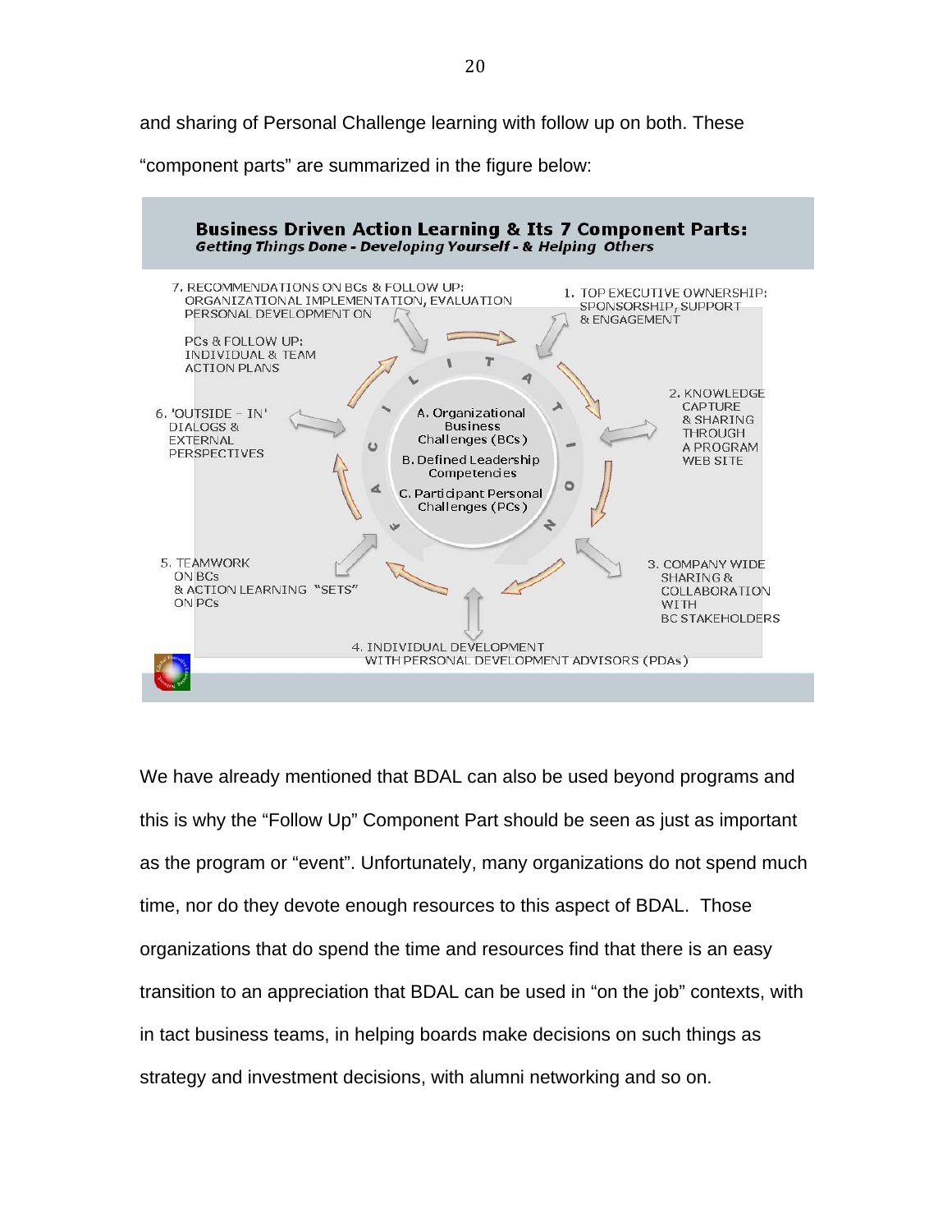and sharing of Personal Challenge learning with follow up on both. These "component parts" are summarized in the figure below:

**Business Driven Action Learning & Its 7 Component Parts:**
***Getting Things Done - Developing Yourself - & Helping Others***

1. TOP EXECUTIVE OWNERSHIP: SPONSORSHIP, SUPPORT & ENGAGEMENT
2. KNOWLEDGE CAPTURE & SHARING THROUGH A PROGRAM WEB SITE
3. COMPANY WIDE SHARING & COLLABORATION WITH BC STAKEHOLDERS
4. INDIVIDUAL DEVELOPMENT WITH PERSONAL DEVELOPMENT ADVISORS (PDAs)
5. TEAMWORK ON BCs & ACTION LEARNING "SETS" ON PCs
6. 'OUTSIDE – IN' DIALOGS & EXTERNAL PERSPECTIVES
7. RECOMMENDATIONS ON BCs & FOLLOW UP: ORGANIZATIONAL IMPLEMENTATION, EVALUATION PERSONAL DEVELOPMENT ON PCs & FOLLOW UP: INDIVIDUAL & TEAM ACTION PLANS

FACILITATION

A. Organizational Business Challenges (BCs)
B. Defined Leadership Competencies
C. Participant Personal Challenges (PCs)

We have already mentioned that BDAL can also be used beyond programs and this is why the "Follow Up" Component Part should be seen as just as important as the program or "event". Unfortunately, many organizations do not spend much time, nor do they devote enough resources to this aspect of BDAL. Those organizations that do spend the time and resources find that there is an easy transition to an appreciation that BDAL can be used in "on the job" contexts, with in tact business teams, in helping boards make decisions on such things as strategy and investment decisions, with alumni networking and so on.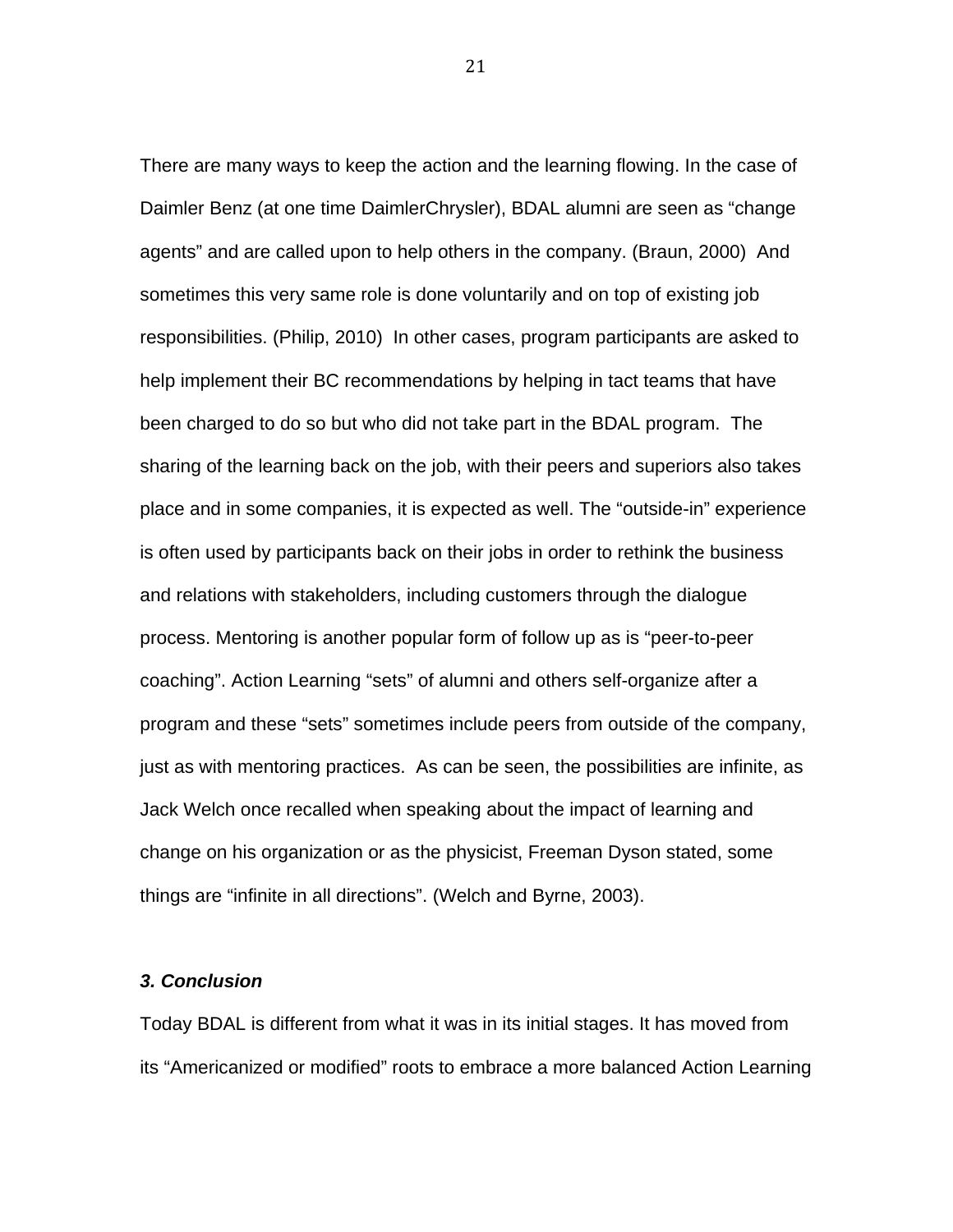There are many ways to keep the action and the learning flowing. In the case of Daimler Benz (at one time DaimlerChrysler), BDAL alumni are seen as "change agents" and are called upon to help others in the company. (Braun, 2000) And sometimes this very same role is done voluntarily and on top of existing job responsibilities. (Philip, 2010) In other cases, program participants are asked to help implement their BC recommendations by helping in tact teams that have been charged to do so but who did not take part in the BDAL program. The sharing of the learning back on the job, with their peers and superiors also takes place and in some companies, it is expected as well. The "outside-in" experience is often used by participants back on their jobs in order to rethink the business and relations with stakeholders, including customers through the dialogue process. Mentoring is another popular form of follow up as is "peer-to-peer coaching". Action Learning "sets" of alumni and others self-organize after a program and these "sets" sometimes include peers from outside of the company, just as with mentoring practices. As can be seen, the possibilities are infinite, as Jack Welch once recalled when speaking about the impact of learning and change on his organization or as the physicist, Freeman Dyson stated, some things are "infinite in all directions". (Welch and Byrne, 2003).

### *3. Conclusion*

Today BDAL is different from what it was in its initial stages. It has moved from its "Americanized or modified" roots to embrace a more balanced Action Learning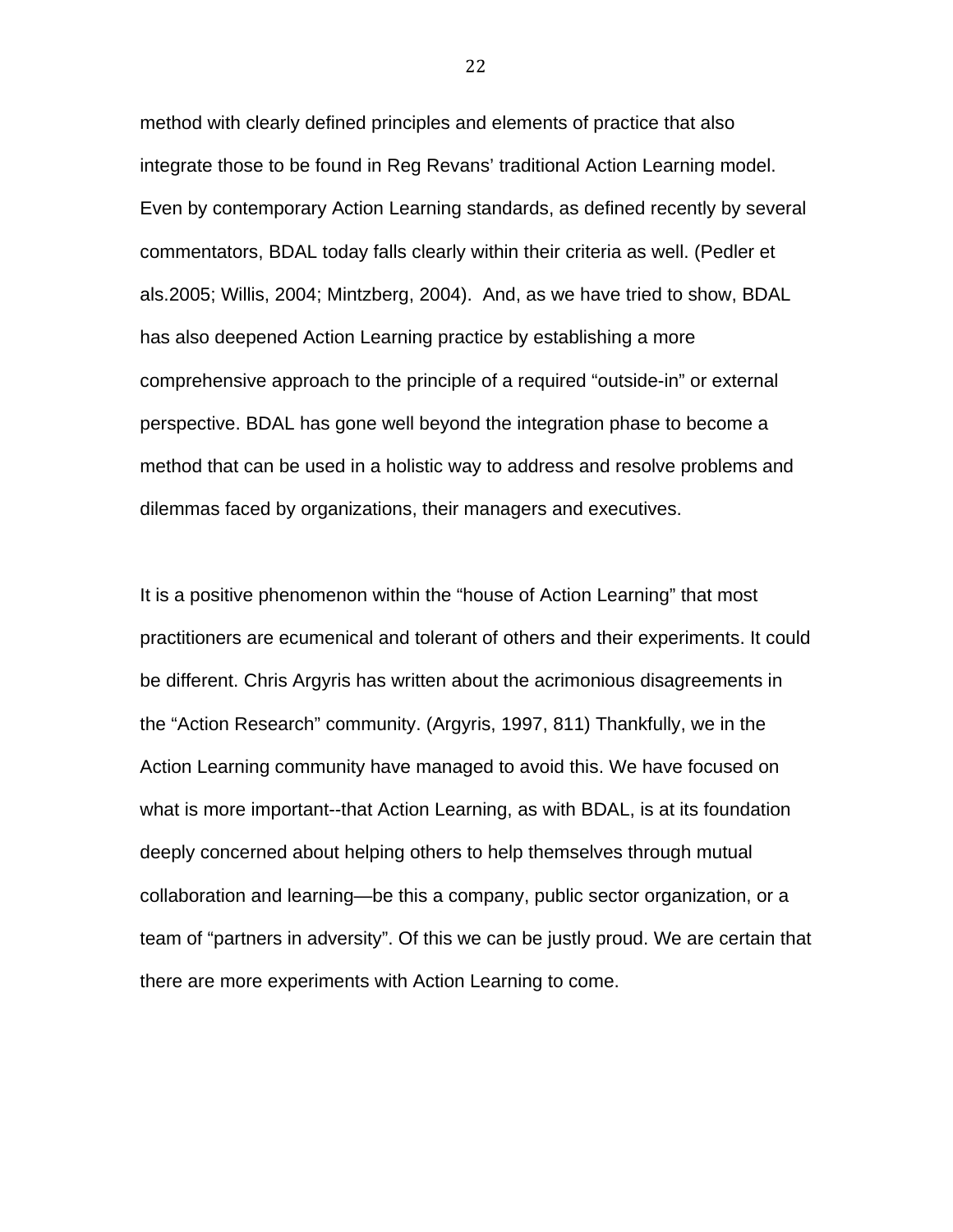method with clearly defined principles and elements of practice that also integrate those to be found in Reg Revans' traditional Action Learning model. Even by contemporary Action Learning standards, as defined recently by several commentators, BDAL today falls clearly within their criteria as well. (Pedler et als.2005; Willis, 2004; Mintzberg, 2004). And, as we have tried to show, BDAL has also deepened Action Learning practice by establishing a more comprehensive approach to the principle of a required "outside-in" or external perspective. BDAL has gone well beyond the integration phase to become a method that can be used in a holistic way to address and resolve problems and dilemmas faced by organizations, their managers and executives.

It is a positive phenomenon within the "house of Action Learning" that most practitioners are ecumenical and tolerant of others and their experiments. It could be different. Chris Argyris has written about the acrimonious disagreements in the "Action Research" community. (Argyris, 1997, 811) Thankfully, we in the Action Learning community have managed to avoid this. We have focused on what is more important--that Action Learning, as with BDAL, is at its foundation deeply concerned about helping others to help themselves through mutual collaboration and learning—be this a company, public sector organization, or a team of "partners in adversity". Of this we can be justly proud. We are certain that there are more experiments with Action Learning to come.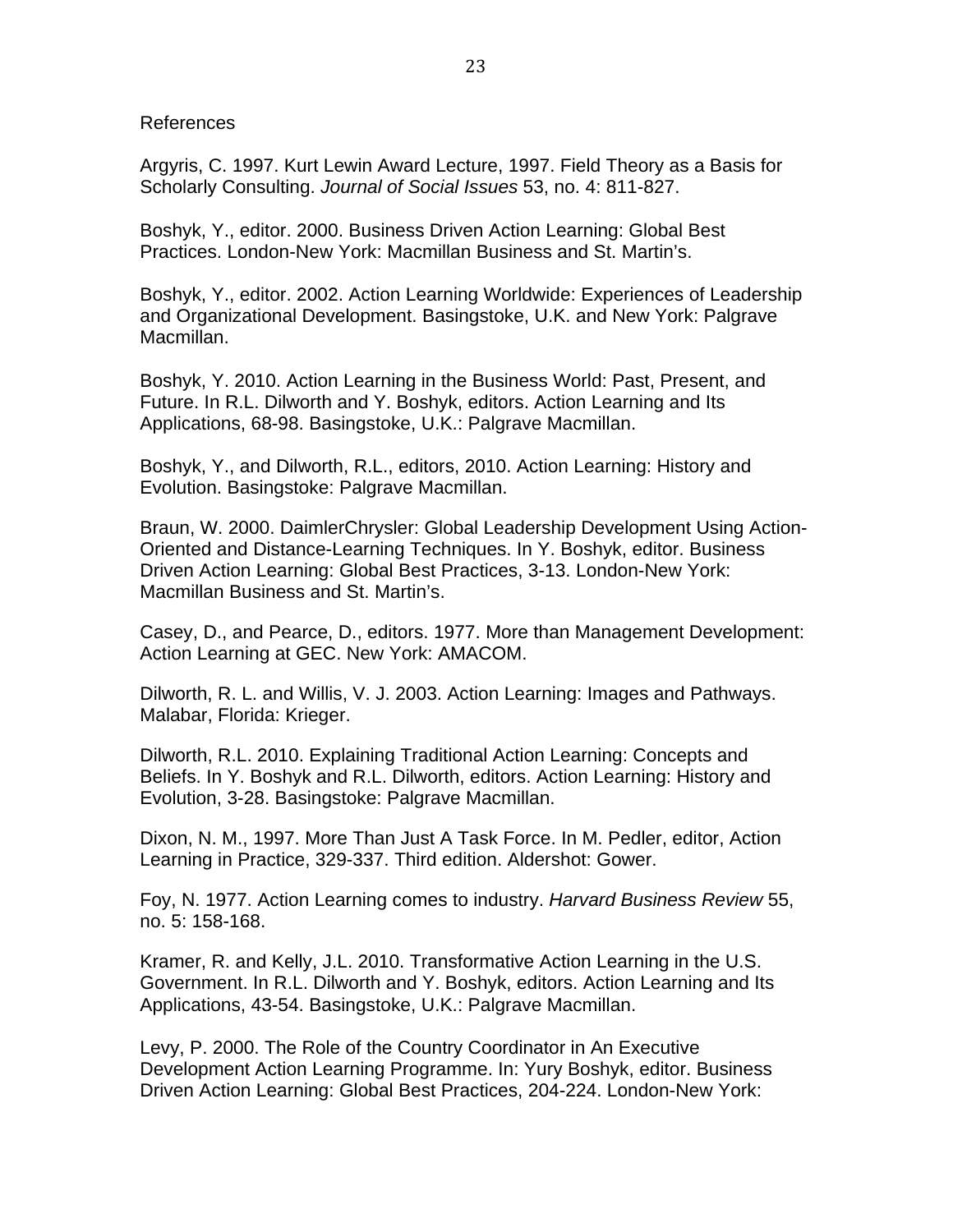References

Argyris, C. 1997. Kurt Lewin Award Lecture, 1997. Field Theory as a Basis for Scholarly Consulting. *Journal of Social Issues* 53, no. 4: 811-827.

Boshyk, Y., editor. 2000. Business Driven Action Learning: Global Best Practices. London-New York: Macmillan Business and St. Martin's.

Boshyk, Y., editor. 2002. Action Learning Worldwide: Experiences of Leadership and Organizational Development. Basingstoke, U.K. and New York: Palgrave Macmillan.

Boshyk, Y. 2010. Action Learning in the Business World: Past, Present, and Future. In R.L. Dilworth and Y. Boshyk, editors. Action Learning and Its Applications, 68-98. Basingstoke, U.K.: Palgrave Macmillan.

Boshyk, Y., and Dilworth, R.L., editors, 2010. Action Learning: History and Evolution. Basingstoke: Palgrave Macmillan.

Braun, W. 2000. DaimlerChrysler: Global Leadership Development Using Action-Oriented and Distance-Learning Techniques. In Y. Boshyk, editor. Business Driven Action Learning: Global Best Practices, 3-13. London-New York: Macmillan Business and St. Martin's.

Casey, D., and Pearce, D., editors. 1977. More than Management Development: Action Learning at GEC. New York: AMACOM.

Dilworth, R. L. and Willis, V. J. 2003. Action Learning: Images and Pathways. Malabar, Florida: Krieger.

Dilworth, R.L. 2010. Explaining Traditional Action Learning: Concepts and Beliefs. In Y. Boshyk and R.L. Dilworth, editors. Action Learning: History and Evolution, 3-28. Basingstoke: Palgrave Macmillan.

Dixon, N. M., 1997. More Than Just A Task Force. In M. Pedler, editor, Action Learning in Practice, 329-337. Third edition. Aldershot: Gower.

Foy, N. 1977. Action Learning comes to industry. *Harvard Business Review* 55, no. 5: 158-168.

Kramer, R. and Kelly, J.L. 2010. Transformative Action Learning in the U.S. Government. In R.L. Dilworth and Y. Boshyk, editors. Action Learning and Its Applications, 43-54. Basingstoke, U.K.: Palgrave Macmillan.

Levy, P. 2000. The Role of the Country Coordinator in An Executive Development Action Learning Programme. In: Yury Boshyk, editor. Business Driven Action Learning: Global Best Practices, 204-224. London-New York: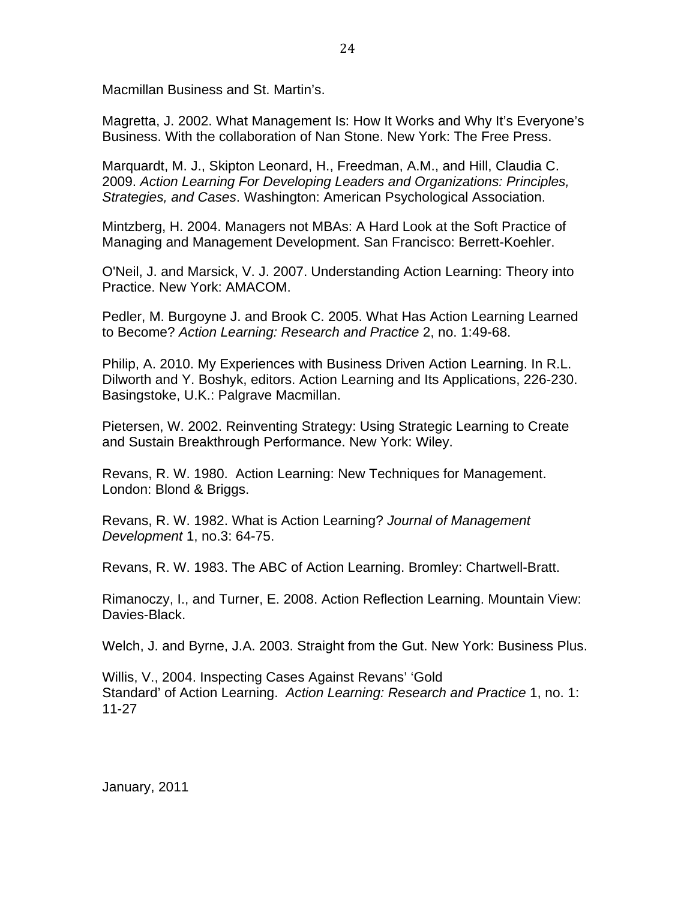Macmillan Business and St. Martin's.

Magretta, J. 2002. What Management Is: How It Works and Why It's Everyone's Business. With the collaboration of Nan Stone. New York: The Free Press.

Marquardt, M. J., Skipton Leonard, H., Freedman, A.M., and Hill, Claudia C. 2009. *Action Learning For Developing Leaders and Organizations: Principles, Strategies, and Cases*. Washington: American Psychological Association.

Mintzberg, H. 2004. Managers not MBAs: A Hard Look at the Soft Practice of Managing and Management Development. San Francisco: Berrett-Koehler.

O'Neil, J. and Marsick, V. J. 2007. Understanding Action Learning: Theory into Practice. New York: AMACOM.

Pedler, M. Burgoyne J. and Brook C. 2005. What Has Action Learning Learned to Become? *Action Learning: Research and Practice* 2, no. 1:49-68.

Philip, A. 2010. My Experiences with Business Driven Action Learning. In R.L. Dilworth and Y. Boshyk, editors. Action Learning and Its Applications, 226-230. Basingstoke, U.K.: Palgrave Macmillan.

Pietersen, W. 2002. Reinventing Strategy: Using Strategic Learning to Create and Sustain Breakthrough Performance. New York: Wiley.

Revans, R. W. 1980. Action Learning: New Techniques for Management. London: Blond & Briggs.

Revans, R. W. 1982. What is Action Learning? *Journal of Management Development* 1, no.3: 64-75.

Revans, R. W. 1983. The ABC of Action Learning. Bromley: Chartwell-Bratt.

Rimanoczy, I., and Turner, E. 2008. Action Reflection Learning. Mountain View: Davies-Black.

Welch, J. and Byrne, J.A. 2003. Straight from the Gut. New York: Business Plus.

Willis, V., 2004. Inspecting Cases Against Revans' 'Gold Standard' of Action Learning. *Action Learning: Research and Practice* 1, no. 1: 11-27

January, 2011